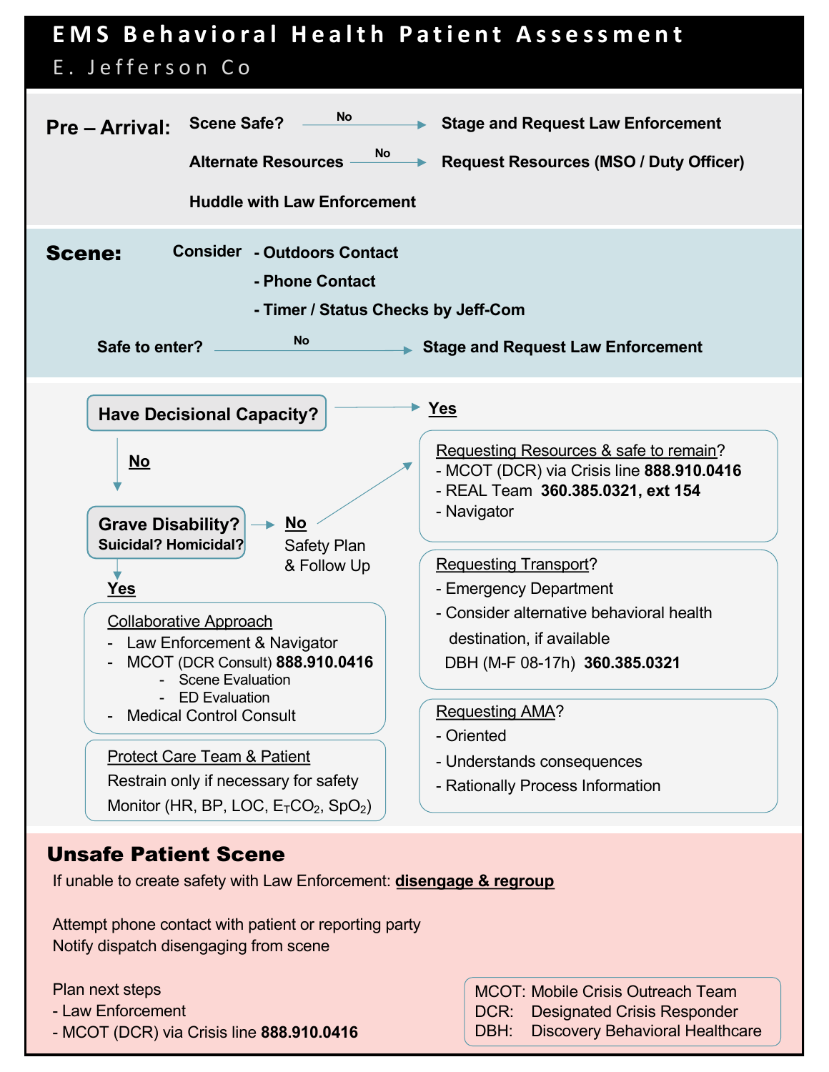# EMS Behavioral Health Patient Assessment

E. Jefferson Co

## Pre – Arrival:

**Scene Safe?** → No → **Stage and Request Law Enforcement**

**Alternate Resources** → No → **Request Resources (MSO / Duty Officer)**

**Huddle with Law Enforcement**

## Scene:

**Consider**
- **Outdoors Contact**
- **Phone Contact**
- **Timer / Status Checks by Jeff-Com**

**Safe to enter?** → No → **Stage and Request Law Enforcement**

---

**Have Decisional Capacity?**

→ **Yes**

↓ **No**

**Grave Disability? Suicidal? Homicidal?**

→ **No** — Safety Plan & Follow Up → (to Requesting Resources & safe to remain?)

↓ **Yes**

<u>Collaborative Approach</u>
- Law Enforcement & Navigator
- MCOT (DCR Consult) **888.910.0416**
  - Scene Evaluation
  - ED Evaluation
- Medical Control Consult

<u>Protect Care Team & Patient</u>

Restrain only if necessary for safety

Monitor (HR, BP, LOC, $E_TCO_2$, $SpO_2$)

<u>Requesting Resources & safe to remain</u>?
- MCOT (DCR) via Crisis line **888.910.0416**
- REAL Team **360.385.0321, ext 154**
- Navigator

<u>Requesting Transport</u>?
- Emergency Department
- Consider alternative behavioral health destination, if available

DBH (M-F 08-17h) **360.385.0321**

<u>Requesting AMA</u>?
- Oriented
- Understands consequences
- Rationally Process Information

## Unsafe Patient Scene

If unable to create safety with Law Enforcement: **<u>disengage & regroup</u>**

Attempt phone contact with patient or reporting party

Notify dispatch disengaging from scene

Plan next steps
- Law Enforcement
- MCOT (DCR) via Crisis line **888.910.0416**

MCOT: Mobile Crisis Outreach Team
DCR: Designated Crisis Responder
DBH: Discovery Behavioral Healthcare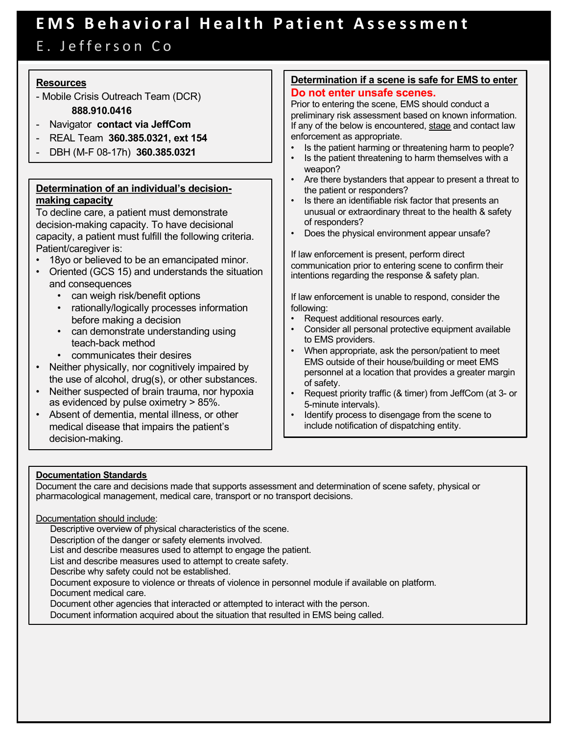# EMS Behavioral Health Patient Assessment

## E. Jefferson Co

### Resources

- Mobile Crisis Outreach Team (DCR) **888.910.0416**
- Navigator **contact via JeffCom**
- REAL Team **360.385.0321, ext 154**
- DBH (M-F 08-17h) **360.385.0321**

### Determination of an individual's decision-making capacity

To decline care, a patient must demonstrate decision-making capacity. To have decisional capacity, a patient must fulfill the following criteria. Patient/caregiver is:

- 18yo or believed to be an emancipated minor.
- Oriented (GCS 15) and understands the situation and consequences
  - can weigh risk/benefit options
  - rationally/logically processes information before making a decision
  - can demonstrate understanding using teach-back method
  - communicates their desires
- Neither physically, nor cognitively impaired by the use of alcohol, drug(s), or other substances.
- Neither suspected of brain trauma, nor hypoxia as evidenced by pulse oximetry > 85%.
- Absent of dementia, mental illness, or other medical disease that impairs the patient's decision-making.

### Determination if a scene is safe for EMS to enter

**Do not enter unsafe scenes.**

Prior to entering the scene, EMS should conduct a preliminary risk assessment based on known information. If any of the below is encountered, stage and contact law enforcement as appropriate.

- Is the patient harming or threatening harm to people?
- Is the patient threatening to harm themselves with a weapon?
- Are there bystanders that appear to present a threat to the patient or responders?
- Is there an identifiable risk factor that presents an unusual or extraordinary threat to the health & safety of responders?
- Does the physical environment appear unsafe?

If law enforcement is present, perform direct communication prior to entering scene to confirm their intentions regarding the response & safety plan.

If law enforcement is unable to respond, consider the following:

- Request additional resources early.
- Consider all personal protective equipment available to EMS providers.
- When appropriate, ask the person/patient to meet EMS outside of their house/building or meet EMS personnel at a location that provides a greater margin of safety.
- Request priority traffic (& timer) from JeffCom (at 3- or 5-minute intervals).
- Identify process to disengage from the scene to include notification of dispatching entity.

### Documentation Standards

Document the care and decisions made that supports assessment and determination of scene safety, physical or pharmacological management, medical care, transport or no transport decisions.

Documentation should include:

Descriptive overview of physical characteristics of the scene.
Description of the danger or safety elements involved.
List and describe measures used to attempt to engage the patient.
List and describe measures used to attempt to create safety.
Describe why safety could not be established.
Document exposure to violence or threats of violence in personnel module if available on platform.
Document medical care.
Document other agencies that interacted or attempted to interact with the person.
Document information acquired about the situation that resulted in EMS being called.